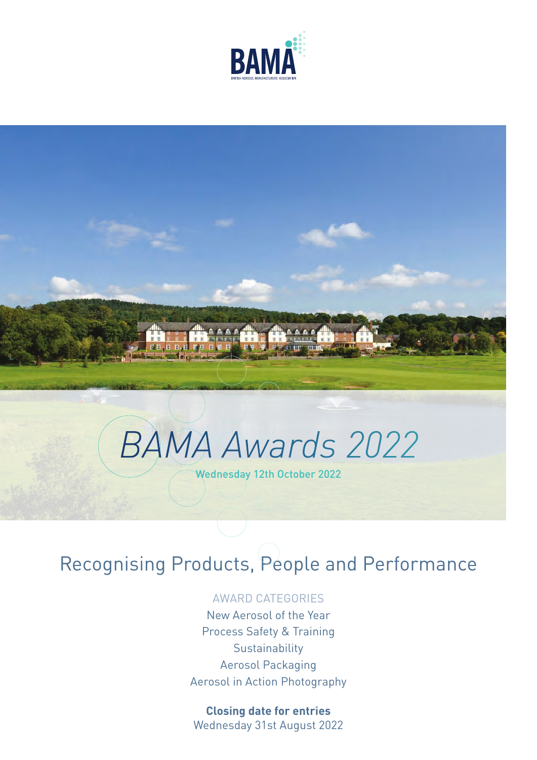BAMA

BRITISH AEROSOL MANUFACTURERS' ASSOCIATION

# BAMA Awards 2022

Wednesday 12th October 2022

## Recognising Products, People and Performance

AWARD CATEGORIES

New Aerosol of the Year
Process Safety & Training
Sustainability
Aerosol Packaging
Aerosol in Action Photography

**Closing date for entries**
Wednesday 31st August 2022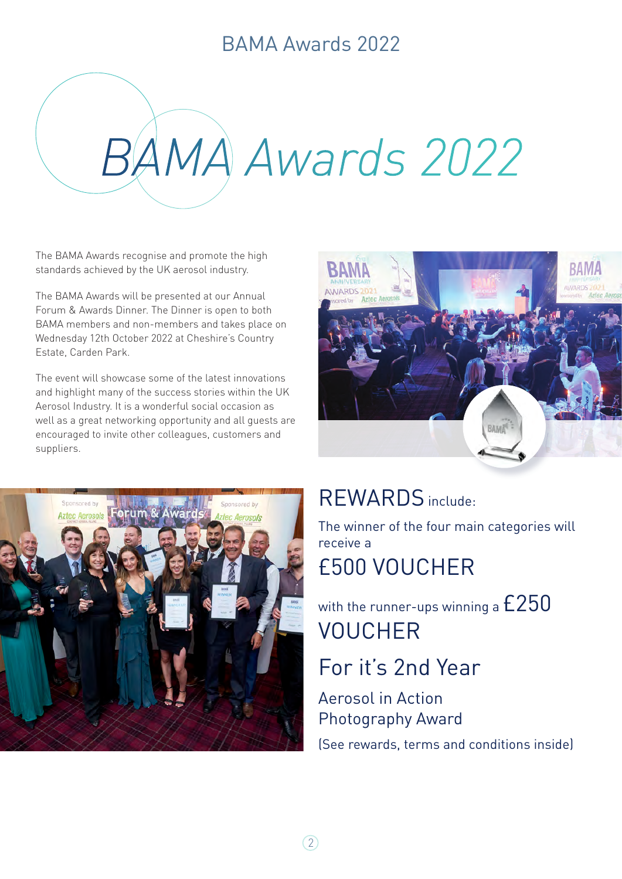# BAMA Awards 2022

The BAMA Awards recognise and promote the high standards achieved by the UK aerosol industry.

The BAMA Awards will be presented at our Annual Forum & Awards Dinner. The Dinner is open to both BAMA members and non-members and takes place on Wednesday 12th October 2022 at Cheshire's Country Estate, Carden Park.

The event will showcase some of the latest innovations and highlight many of the success stories within the UK Aerosol Industry. It is a wonderful social occasion as well as a great networking opportunity and all guests are encouraged to invite other colleagues, customers and suppliers.

## REWARDS include:

The winner of the four main categories will receive a

## £500 VOUCHER

with the runner-ups winning a **£250 VOUCHER**

## For it's 2nd Year

### Aerosol in Action Photography Award

(See rewards, terms and conditions inside)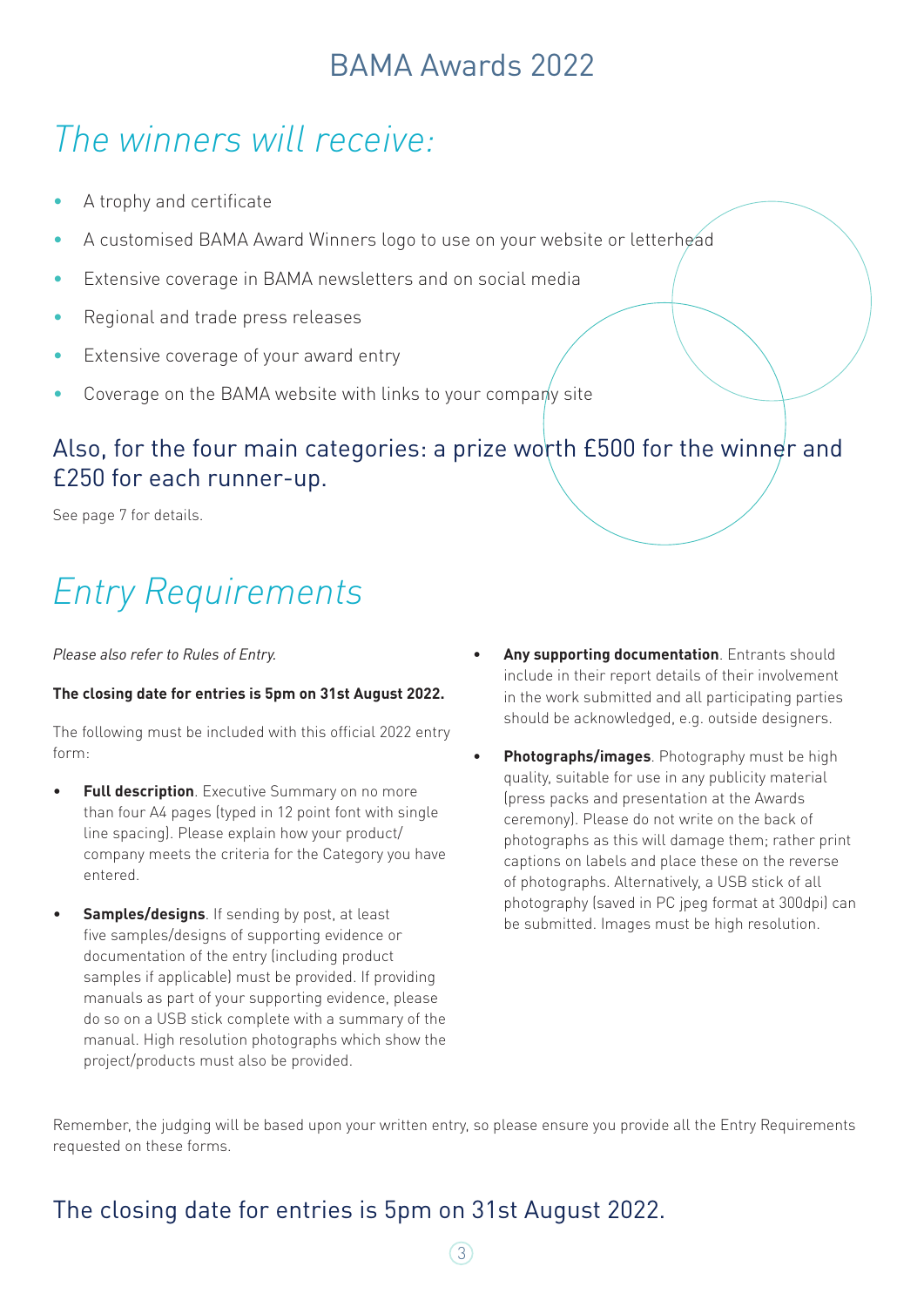# BAMA Awards 2022

## *The winners will receive:*

- A trophy and certificate
- A customised BAMA Award Winners logo to use on your website or letterhead
- Extensive coverage in BAMA newsletters and on social media
- Regional and trade press releases
- Extensive coverage of your award entry
- Coverage on the BAMA website with links to your company site

### Also, for the four main categories: a prize worth £500 for the winner and £250 for each runner-up.

See page 7 for details.

## *Entry Requirements*

*Please also refer to Rules of Entry.*

**The closing date for entries is 5pm on 31st August 2022.**

The following must be included with this official 2022 entry form:

- **Full description**. Executive Summary on no more than four A4 pages (typed in 12 point font with single line spacing). Please explain how your product/company meets the criteria for the Category you have entered.
- **Samples/designs**. If sending by post, at least five samples/designs of supporting evidence or documentation of the entry (including product samples if applicable) must be provided. If providing manuals as part of your supporting evidence, please do so on a USB stick complete with a summary of the manual. High resolution photographs which show the project/products must also be provided.
- **Any supporting documentation**. Entrants should include in their report details of their involvement in the work submitted and all participating parties should be acknowledged, e.g. outside designers.
- **Photographs/images**. Photography must be high quality, suitable for use in any publicity material (press packs and presentation at the Awards ceremony). Please do not write on the back of photographs as this will damage them; rather print captions on labels and place these on the reverse of photographs. Alternatively, a USB stick of all photography (saved in PC jpeg format at 300dpi) can be submitted. Images must be high resolution.

Remember, the judging will be based upon your written entry, so please ensure you provide all the Entry Requirements requested on these forms.

### The closing date for entries is 5pm on 31st August 2022.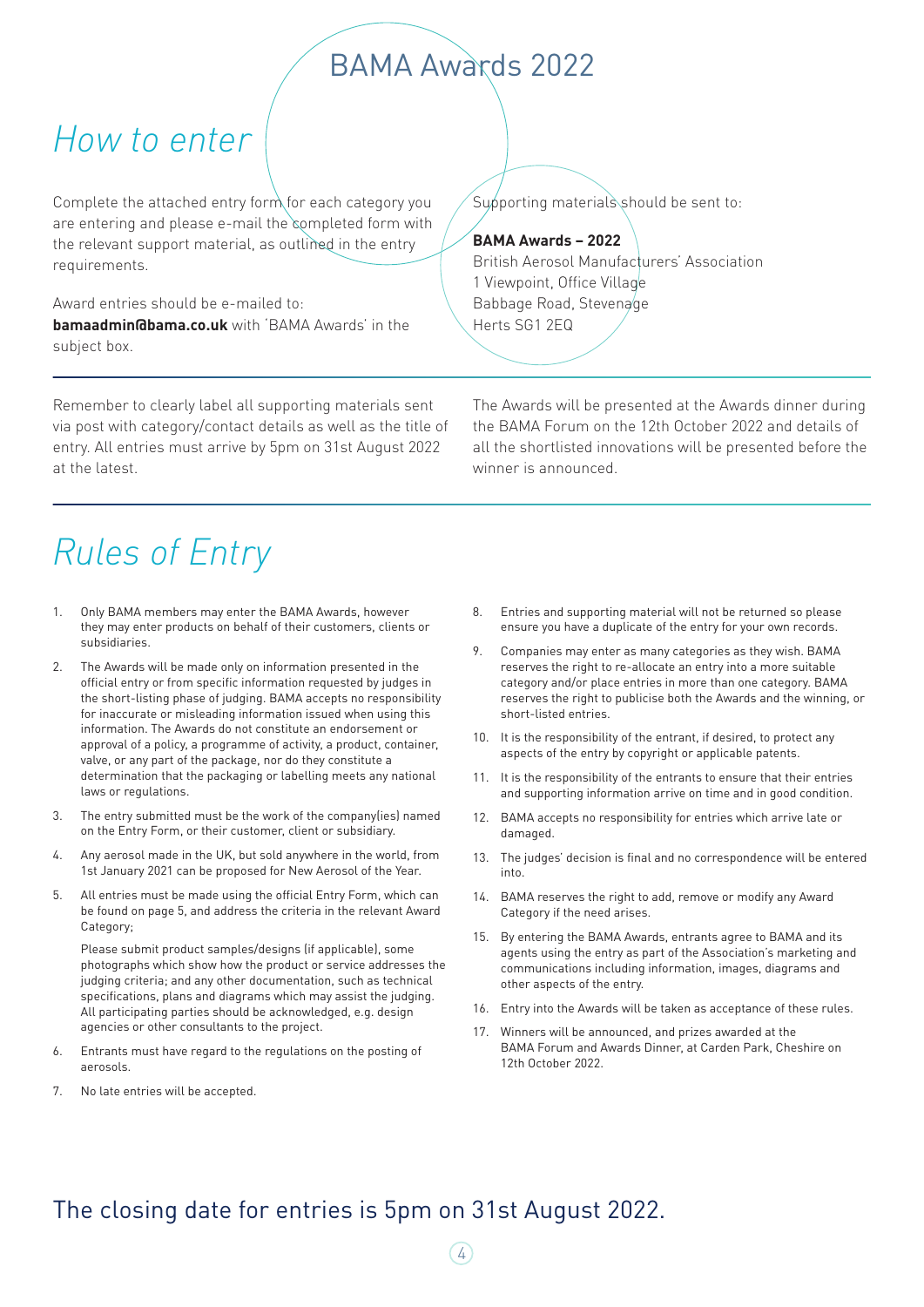# BAMA Awards 2022

## How to enter

Complete the attached entry form for each category you are entering and please e-mail the completed form with the relevant support material, as outlined in the entry requirements.

Award entries should be e-mailed to:
**bamaadmin@bama.co.uk** with 'BAMA Awards' in the subject box.

Supporting materials should be sent to:

**BAMA Awards – 2022**
British Aerosol Manufacturers' Association
1 Viewpoint, Office Village
Babbage Road, Stevenage
Herts SG1 2EQ

Remember to clearly label all supporting materials sent via post with category/contact details as well as the title of entry. All entries must arrive by 5pm on 31st August 2022 at the latest.

The Awards will be presented at the Awards dinner during the BAMA Forum on the 12th October 2022 and details of all the shortlisted innovations will be presented before the winner is announced.

## Rules of Entry

1. Only BAMA members may enter the BAMA Awards, however they may enter products on behalf of their customers, clients or subsidiaries.
2. The Awards will be made only on information presented in the official entry or from specific information requested by judges in the short-listing phase of judging. BAMA accepts no responsibility for inaccurate or misleading information issued when using this information. The Awards do not constitute an endorsement or approval of a policy, a programme of activity, a product, container, valve, or any part of the package, nor do they constitute a determination that the packaging or labelling meets any national laws or regulations.
3. The entry submitted must be the work of the company(ies) named on the Entry Form, or their customer, client or subsidiary.
4. Any aerosol made in the UK, but sold anywhere in the world, from 1st January 2021 can be proposed for New Aerosol of the Year.
5. All entries must be made using the official Entry Form, which can be found on page 5, and address the criteria in the relevant Award Category;

   Please submit product samples/designs (if applicable), some photographs which show how the product or service addresses the judging criteria; and any other documentation, such as technical specifications, plans and diagrams which may assist the judging. All participating parties should be acknowledged, e.g. design agencies or other consultants to the project.
6. Entrants must have regard to the regulations on the posting of aerosols.
7. No late entries will be accepted.
8. Entries and supporting material will not be returned so please ensure you have a duplicate of the entry for your own records.
9. Companies may enter as many categories as they wish. BAMA reserves the right to re-allocate an entry into a more suitable category and/or place entries in more than one category. BAMA reserves the right to publicise both the Awards and the winning, or short-listed entries.
10. It is the responsibility of the entrant, if desired, to protect any aspects of the entry by copyright or applicable patents.
11. It is the responsibility of the entrants to ensure that their entries and supporting information arrive on time and in good condition.
12. BAMA accepts no responsibility for entries which arrive late or damaged.
13. The judges' decision is final and no correspondence will be entered into.
14. BAMA reserves the right to add, remove or modify any Award Category if the need arises.
15. By entering the BAMA Awards, entrants agree to BAMA and its agents using the entry as part of the Association's marketing and communications including information, images, diagrams and other aspects of the entry.
16. Entry into the Awards will be taken as acceptance of these rules.
17. Winners will be announced, and prizes awarded at the BAMA Forum and Awards Dinner, at Carden Park, Cheshire on 12th October 2022.

### The closing date for entries is 5pm on 31st August 2022.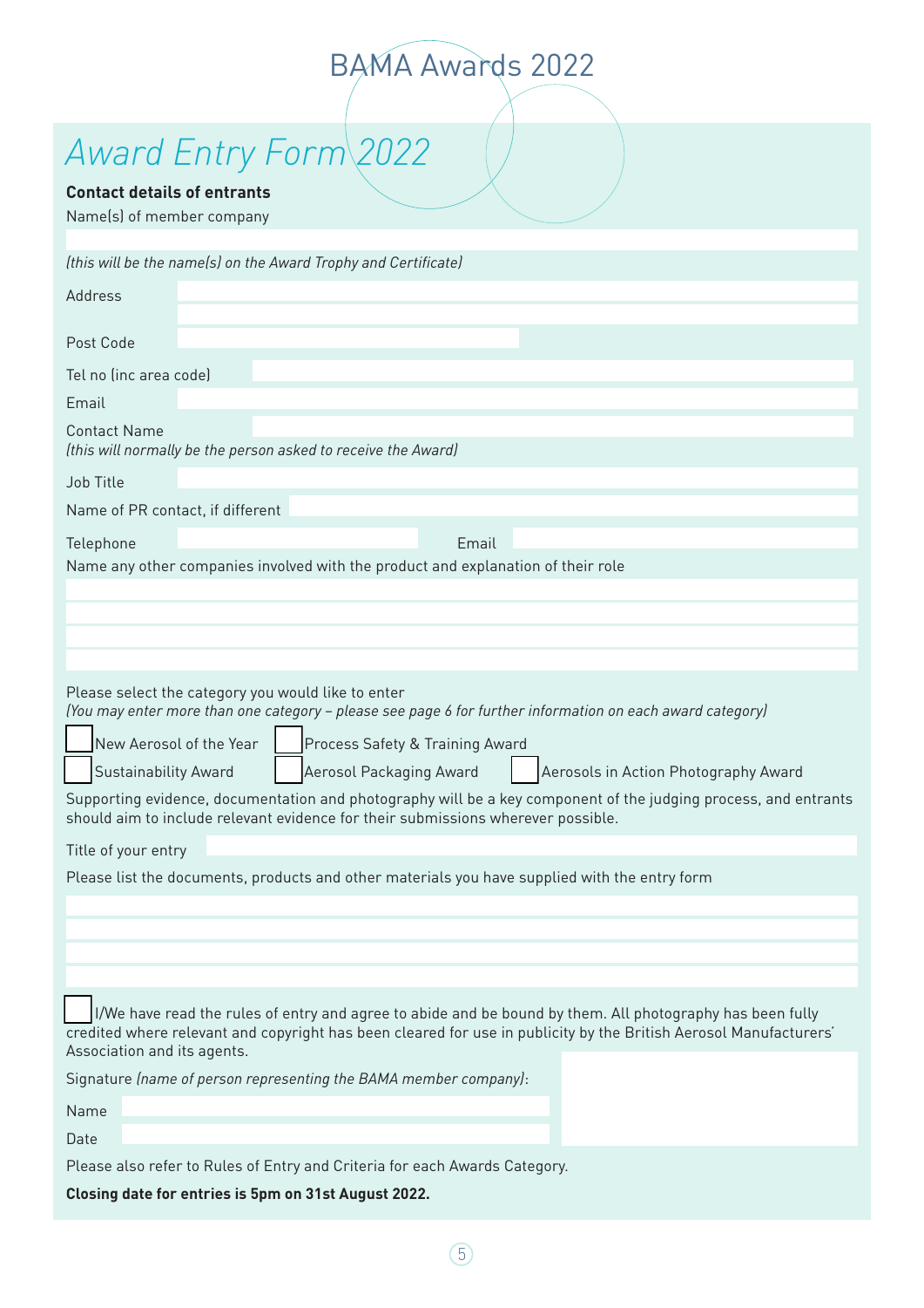# BAMA Awards 2022

## Award Entry Form 2022

**Contact details of entrants**

Name(s) of member company

*(this will be the name(s) on the Award Trophy and Certificate)*

Address

Post Code

Tel no (inc area code)

Email

Contact Name

*(this will normally be the person asked to receive the Award)*

Job Title

Name of PR contact, if different

Telephone

Email

Name any other companies involved with the product and explanation of their role

Please select the category you would like to enter

*(You may enter more than one category – please see page 6 for further information on each award category)*

- ☐ New Aerosol of the Year
- ☐ Process Safety & Training Award
- ☐ Sustainability Award
- ☐ Aerosol Packaging Award
- ☐ Aerosols in Action Photography Award

Supporting evidence, documentation and photography will be a key component of the judging process, and entrants should aim to include relevant evidence for their submissions wherever possible.

Title of your entry

Please list the documents, products and other materials you have supplied with the entry form

☐ I/We have read the rules of entry and agree to abide and be bound by them. All photography has been fully credited where relevant and copyright has been cleared for use in publicity by the British Aerosol Manufacturers' Association and its agents.

Signature *(name of person representing the BAMA member company)*:

Name

Date

Please also refer to Rules of Entry and Criteria for each Awards Category.

**Closing date for entries is 5pm on 31st August 2022.**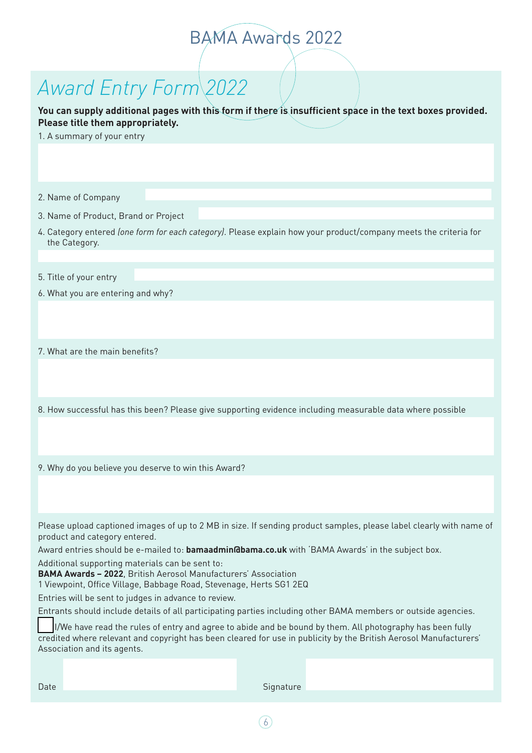# BAMA Awards 2022

## *Award Entry Form 2022*

**You can supply additional pages with this form if there is insufficient space in the text boxes provided. Please title them appropriately.**

1. A summary of your entry

2. Name of Company

3. Name of Product, Brand or Project

4. Category entered *(one form for each category)*. Please explain how your product/company meets the criteria for the Category.

5. Title of your entry

6. What you are entering and why?

7. What are the main benefits?

8. How successful has this been? Please give supporting evidence including measurable data where possible

9. Why do you believe you deserve to win this Award?

Please upload captioned images of up to 2 MB in size. If sending product samples, please label clearly with name of product and category entered.

Award entries should be e-mailed to: **bamaadmin@bama.co.uk** with 'BAMA Awards' in the subject box.

Additional supporting materials can be sent to:
**BAMA Awards – 2022**, British Aerosol Manufacturers' Association
1 Viewpoint, Office Village, Babbage Road, Stevenage, Herts SG1 2EQ

Entries will be sent to judges in advance to review.

Entrants should include details of all participating parties including other BAMA members or outside agencies.

☐ I/We have read the rules of entry and agree to abide and be bound by them. All photography has been fully credited where relevant and copyright has been cleared for use in publicity by the British Aerosol Manufacturers' Association and its agents.

Date　　　　　　　　　　　　　　　　Signature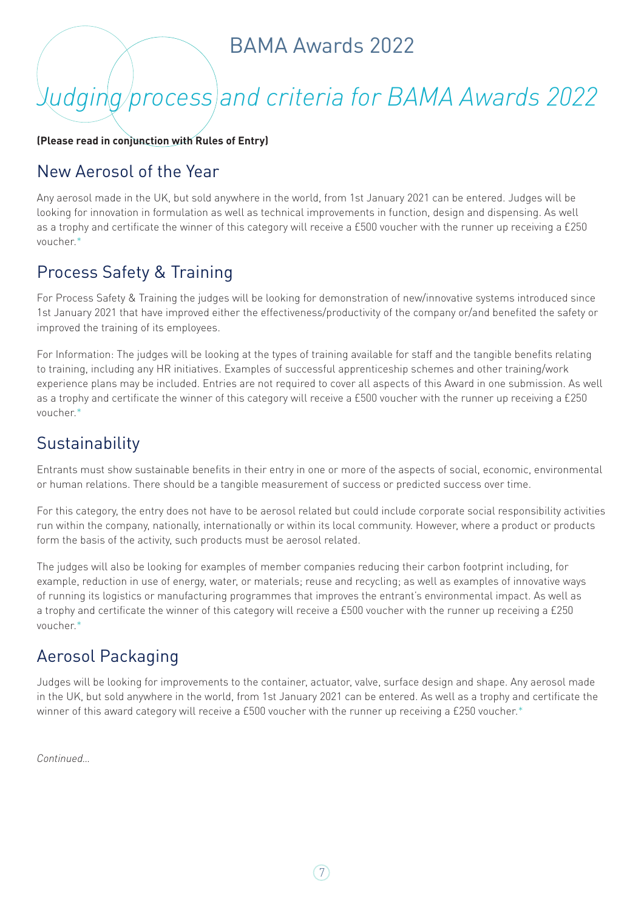BAMA Awards 2022

# *Judging process and criteria for BAMA Awards 2022*

**(Please read in conjunction with Rules of Entry)**

## New Aerosol of the Year

Any aerosol made in the UK, but sold anywhere in the world, from 1st January 2021 can be entered. Judges will be looking for innovation in formulation as well as technical improvements in function, design and dispensing. As well as a trophy and certificate the winner of this category will receive a £500 voucher with the runner up receiving a £250 voucher.*

## Process Safety & Training

For Process Safety & Training the judges will be looking for demonstration of new/innovative systems introduced since 1st January 2021 that have improved either the effectiveness/productivity of the company or/and benefited the safety or improved the training of its employees.

For Information: The judges will be looking at the types of training available for staff and the tangible benefits relating to training, including any HR initiatives. Examples of successful apprenticeship schemes and other training/work experience plans may be included. Entries are not required to cover all aspects of this Award in one submission. As well as a trophy and certificate the winner of this category will receive a £500 voucher with the runner up receiving a £250 voucher.*

## Sustainability

Entrants must show sustainable benefits in their entry in one or more of the aspects of social, economic, environmental or human relations. There should be a tangible measurement of success or predicted success over time.

For this category, the entry does not have to be aerosol related but could include corporate social responsibility activities run within the company, nationally, internationally or within its local community. However, where a product or products form the basis of the activity, such products must be aerosol related.

The judges will also be looking for examples of member companies reducing their carbon footprint including, for example, reduction in use of energy, water, or materials; reuse and recycling; as well as examples of innovative ways of running its logistics or manufacturing programmes that improves the entrant's environmental impact. As well as a trophy and certificate the winner of this category will receive a £500 voucher with the runner up receiving a £250 voucher.*

## Aerosol Packaging

Judges will be looking for improvements to the container, actuator, valve, surface design and shape. Any aerosol made in the UK, but sold anywhere in the world, from 1st January 2021 can be entered. As well as a trophy and certificate the winner of this award category will receive a £500 voucher with the runner up receiving a £250 voucher.*

*Continued...*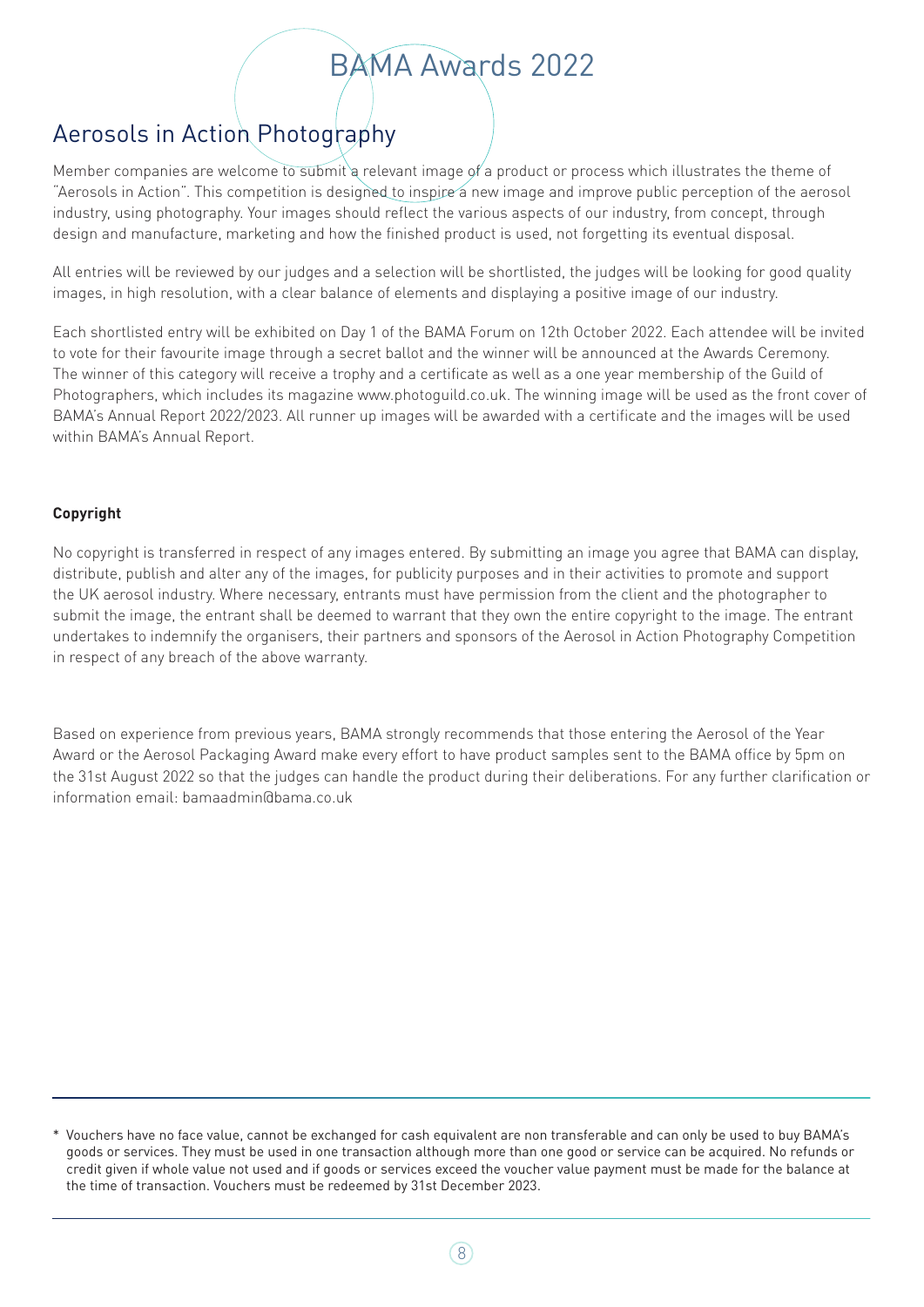# BAMA Awards 2022

## Aerosols in Action Photography

Member companies are welcome to submit a relevant image of a product or process which illustrates the theme of "Aerosols in Action". This competition is designed to inspire a new image and improve public perception of the aerosol industry, using photography. Your images should reflect the various aspects of our industry, from concept, through design and manufacture, marketing and how the finished product is used, not forgetting its eventual disposal.

All entries will be reviewed by our judges and a selection will be shortlisted, the judges will be looking for good quality images, in high resolution, with a clear balance of elements and displaying a positive image of our industry.

Each shortlisted entry will be exhibited on Day 1 of the BAMA Forum on 12th October 2022. Each attendee will be invited to vote for their favourite image through a secret ballot and the winner will be announced at the Awards Ceremony. The winner of this category will receive a trophy and a certificate as well as a one year membership of the Guild of Photographers, which includes its magazine www.photoguild.co.uk. The winning image will be used as the front cover of BAMA's Annual Report 2022/2023. All runner up images will be awarded with a certificate and the images will be used within BAMA's Annual Report.

**Copyright**

No copyright is transferred in respect of any images entered. By submitting an image you agree that BAMA can display, distribute, publish and alter any of the images, for publicity purposes and in their activities to promote and support the UK aerosol industry. Where necessary, entrants must have permission from the client and the photographer to submit the image, the entrant shall be deemed to warrant that they own the entire copyright to the image. The entrant undertakes to indemnify the organisers, their partners and sponsors of the Aerosol in Action Photography Competition in respect of any breach of the above warranty.

Based on experience from previous years, BAMA strongly recommends that those entering the Aerosol of the Year Award or the Aerosol Packaging Award make every effort to have product samples sent to the BAMA office by 5pm on the 31st August 2022 so that the judges can handle the product during their deliberations. For any further clarification or information email: bamaadmin@bama.co.uk

---

* Vouchers have no face value, cannot be exchanged for cash equivalent are non transferable and can only be used to buy BAMA's goods or services. They must be used in one transaction although more than one good or service can be acquired. No refunds or credit given if whole value not used and if goods or services exceed the voucher value payment must be made for the balance at the time of transaction. Vouchers must be redeemed by 31st December 2023.